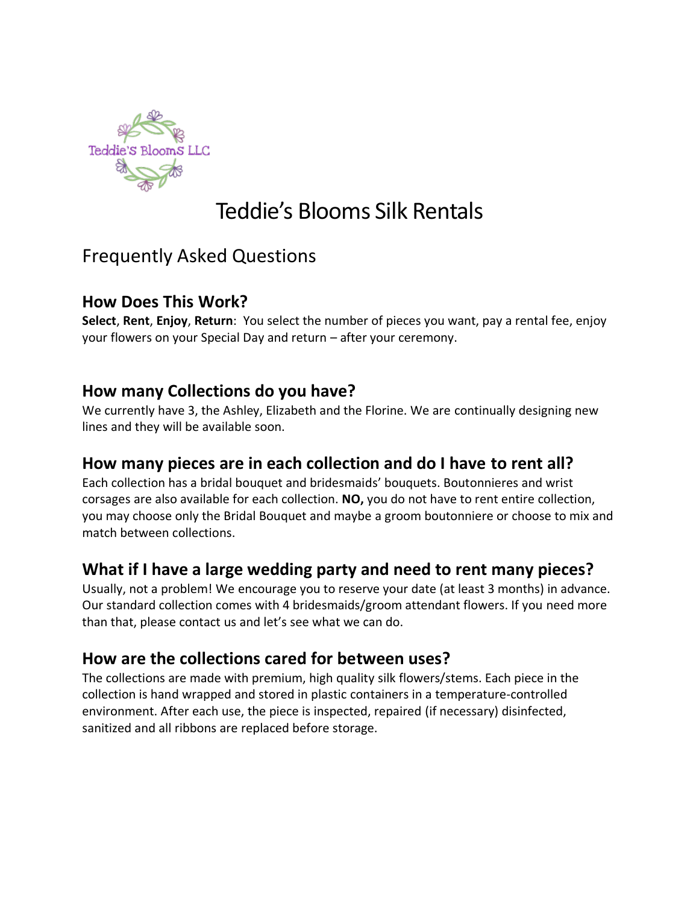Teddie's Blooms LLC

# Teddie's Blooms Silk Rentals

## Frequently Asked Questions

### How Does This Work?

**Select**, **Rent**, **Enjoy**, **Return**: You select the number of pieces you want, pay a rental fee, enjoy your flowers on your Special Day and return – after your ceremony.

### How many Collections do you have?

We currently have 3, the Ashley, Elizabeth and the Florine. We are continually designing new lines and they will be available soon.

### How many pieces are in each collection and do I have to rent all?

Each collection has a bridal bouquet and bridesmaids' bouquets. Boutonnieres and wrist corsages are also available for each collection. **NO,** you do not have to rent entire collection, you may choose only the Bridal Bouquet and maybe a groom boutonniere or choose to mix and match between collections.

### What if I have a large wedding party and need to rent many pieces?

Usually, not a problem! We encourage you to reserve your date (at least 3 months) in advance. Our standard collection comes with 4 bridesmaids/groom attendant flowers. If you need more than that, please contact us and let's see what we can do.

### How are the collections cared for between uses?

The collections are made with premium, high quality silk flowers/stems. Each piece in the collection is hand wrapped and stored in plastic containers in a temperature-controlled environment. After each use, the piece is inspected, repaired (if necessary) disinfected, sanitized and all ribbons are replaced before storage.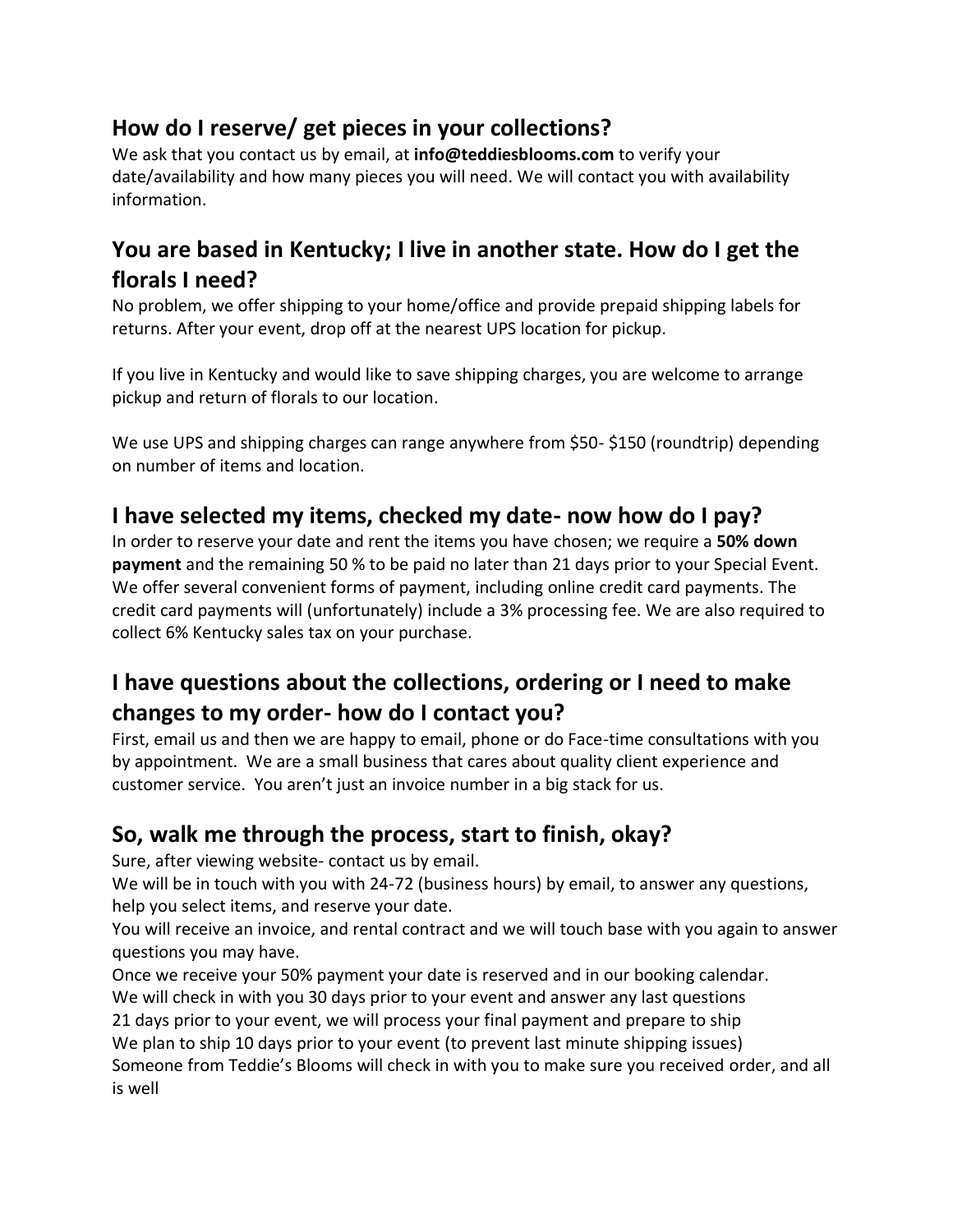## How do I reserve/ get pieces in your collections?

We ask that you contact us by email, at **info@teddiesblooms.com** to verify your date/availability and how many pieces you will need. We will contact you with availability information.

## You are based in Kentucky; I live in another state. How do I get the florals I need?

No problem, we offer shipping to your home/office and provide prepaid shipping labels for returns. After your event, drop off at the nearest UPS location for pickup.

If you live in Kentucky and would like to save shipping charges, you are welcome to arrange pickup and return of florals to our location.

We use UPS and shipping charges can range anywhere from $50- $150 (roundtrip) depending on number of items and location.

## I have selected my items, checked my date- now how do I pay?

In order to reserve your date and rent the items you have chosen; we require a **50% down payment** and the remaining 50 % to be paid no later than 21 days prior to your Special Event. We offer several convenient forms of payment, including online credit card payments. The credit card payments will (unfortunately) include a 3% processing fee. We are also required to collect 6% Kentucky sales tax on your purchase.

## I have questions about the collections, ordering or I need to make changes to my order- how do I contact you?

First, email us and then we are happy to email, phone or do Face-time consultations with you by appointment. We are a small business that cares about quality client experience and customer service. You aren't just an invoice number in a big stack for us.

## So, walk me through the process, start to finish, okay?

Sure, after viewing website- contact us by email.
We will be in touch with you with 24-72 (business hours) by email, to answer any questions, help you select items, and reserve your date.
You will receive an invoice, and rental contract and we will touch base with you again to answer questions you may have.
Once we receive your 50% payment your date is reserved and in our booking calendar.
We will check in with you 30 days prior to your event and answer any last questions
21 days prior to your event, we will process your final payment and prepare to ship
We plan to ship 10 days prior to your event (to prevent last minute shipping issues)
Someone from Teddie's Blooms will check in with you to make sure you received order, and all is well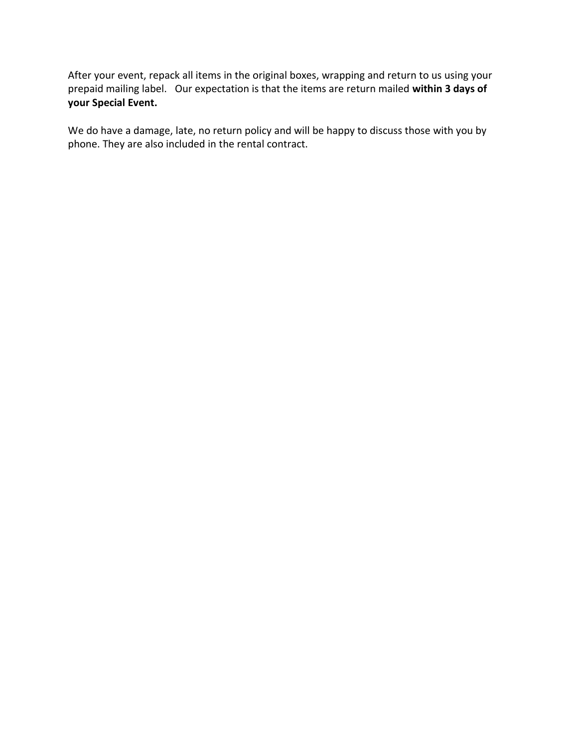After your event, repack all items in the original boxes, wrapping and return to us using your prepaid mailing label.   Our expectation is that the items are return mailed **within 3 days of your Special Event.**

We do have a damage, late, no return policy and will be happy to discuss those with you by phone. They are also included in the rental contract.